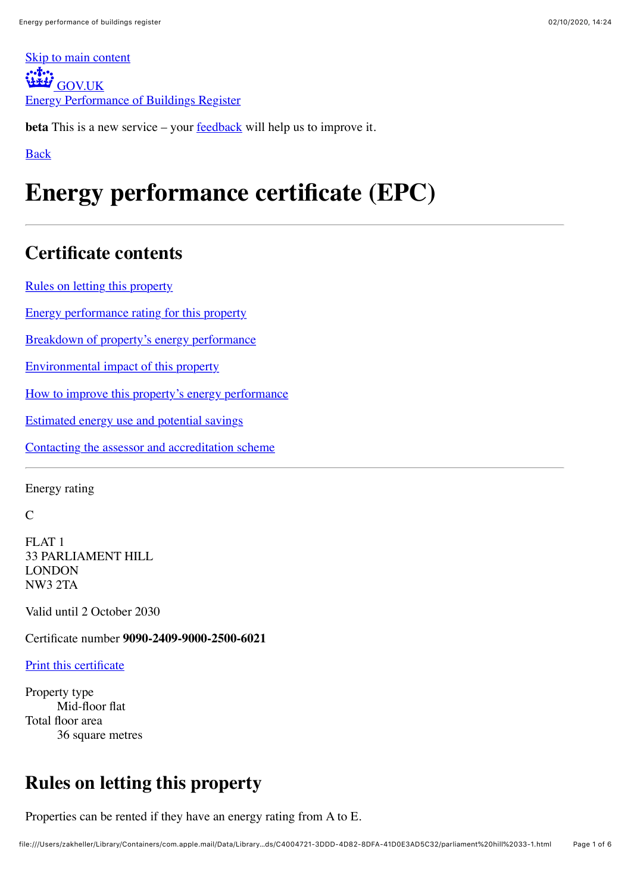Skip to main content

GOV.UK

Energy Performance of Buildings Register

**beta** This is a new service – your feedback will help us to improve it.

Back

# Energy performance certificate (EPC)

## Certificate contents

Rules on letting this property

Energy performance rating for this property

Breakdown of property's energy performance

Environmental impact of this property

How to improve this property's energy performance

Estimated energy use and potential savings

Contacting the assessor and accreditation scheme

Energy rating

C

FLAT 1
33 PARLIAMENT HILL
LONDON
NW3 2TA

Valid until 2 October 2030

Certificate number **9090-2409-9000-2500-6021**

Print this certificate

Property type
    Mid-floor flat
Total floor area
    36 square metres

## Rules on letting this property

Properties can be rented if they have an energy rating from A to E.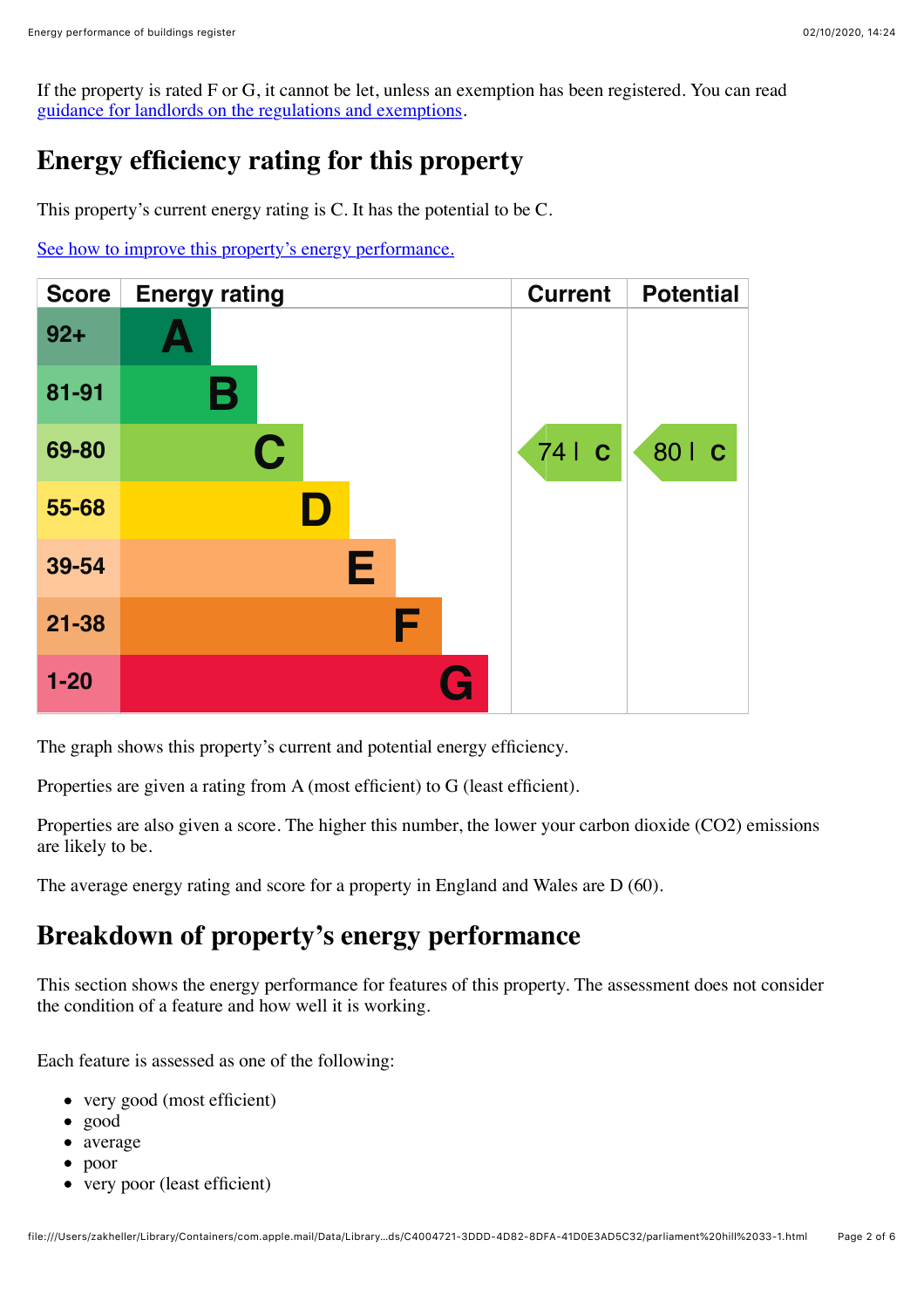If the property is rated F or G, it cannot be let, unless an exemption has been registered. You can read guidance for landlords on the regulations and exemptions.

## Energy efficiency rating for this property

This property's current energy rating is C. It has the potential to be C.

See how to improve this property's energy performance.

| Score | Energy rating | Current | Potential |
|---|---|---|---|
| 92+ | A | | |
| 81-91 | B | | |
| 69-80 | C | 74 \| C | 80 \| C |
| 55-68 | D | | |
| 39-54 | E | | |
| 21-38 | F | | |
| 1-20 | G | | |

The graph shows this property's current and potential energy efficiency.

Properties are given a rating from A (most efficient) to G (least efficient).

Properties are also given a score. The higher this number, the lower your carbon dioxide ($CO_2$) emissions are likely to be.

The average energy rating and score for a property in England and Wales are D (60).

## Breakdown of property's energy performance

This section shows the energy performance for features of this property. The assessment does not consider the condition of a feature and how well it is working.

Each feature is assessed as one of the following:

- very good (most efficient)
- good
- average
- poor
- very poor (least efficient)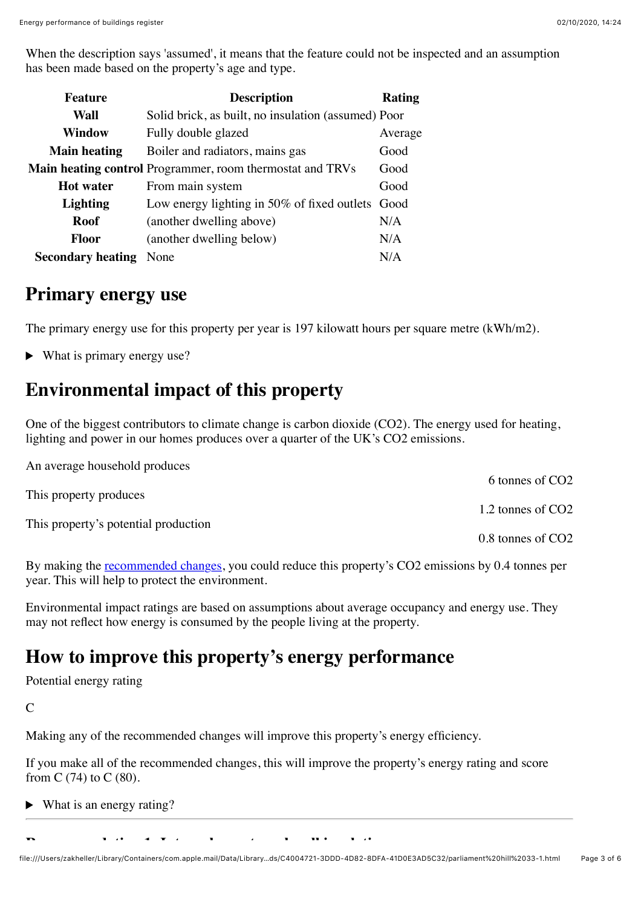When the description says 'assumed', it means that the feature could not be inspected and an assumption has been made based on the property's age and type.

| Feature | Description | Rating |
|---|---|---|
| **Wall** | Solid brick, as built, no insulation (assumed) | Poor |
| **Window** | Fully double glazed | Average |
| **Main heating** | Boiler and radiators, mains gas | Good |
| **Main heating control** | Programmer, room thermostat and TRVs | Good |
| **Hot water** | From main system | Good |
| **Lighting** | Low energy lighting in 50% of fixed outlets | Good |
| **Roof** | (another dwelling above) | N/A |
| **Floor** | (another dwelling below) | N/A |
| **Secondary heating** | None | N/A |

## Primary energy use

The primary energy use for this property per year is 197 kilowatt hours per square metre (kWh/m2).

▶ What is primary energy use?

## Environmental impact of this property

One of the biggest contributors to climate change is carbon dioxide ($CO_2$). The energy used for heating, lighting and power in our homes produces over a quarter of the UK's $CO_2$ emissions.

An average household produces

6 tonnes of $CO_2$

This property produces

1.2 tonnes of $CO_2$

This property's potential production

0.8 tonnes of $CO_2$

By making the recommended changes, you could reduce this property's $CO_2$ emissions by 0.4 tonnes per year. This will help to protect the environment.

Environmental impact ratings are based on assumptions about average occupancy and energy use. They may not reflect how energy is consumed by the people living at the property.

## How to improve this property's energy performance

Potential energy rating

C

Making any of the recommended changes will improve this property's energy efficiency.

If you make all of the recommended changes, this will improve the property's energy rating and score from C (74) to C (80).

▶ What is an energy rating?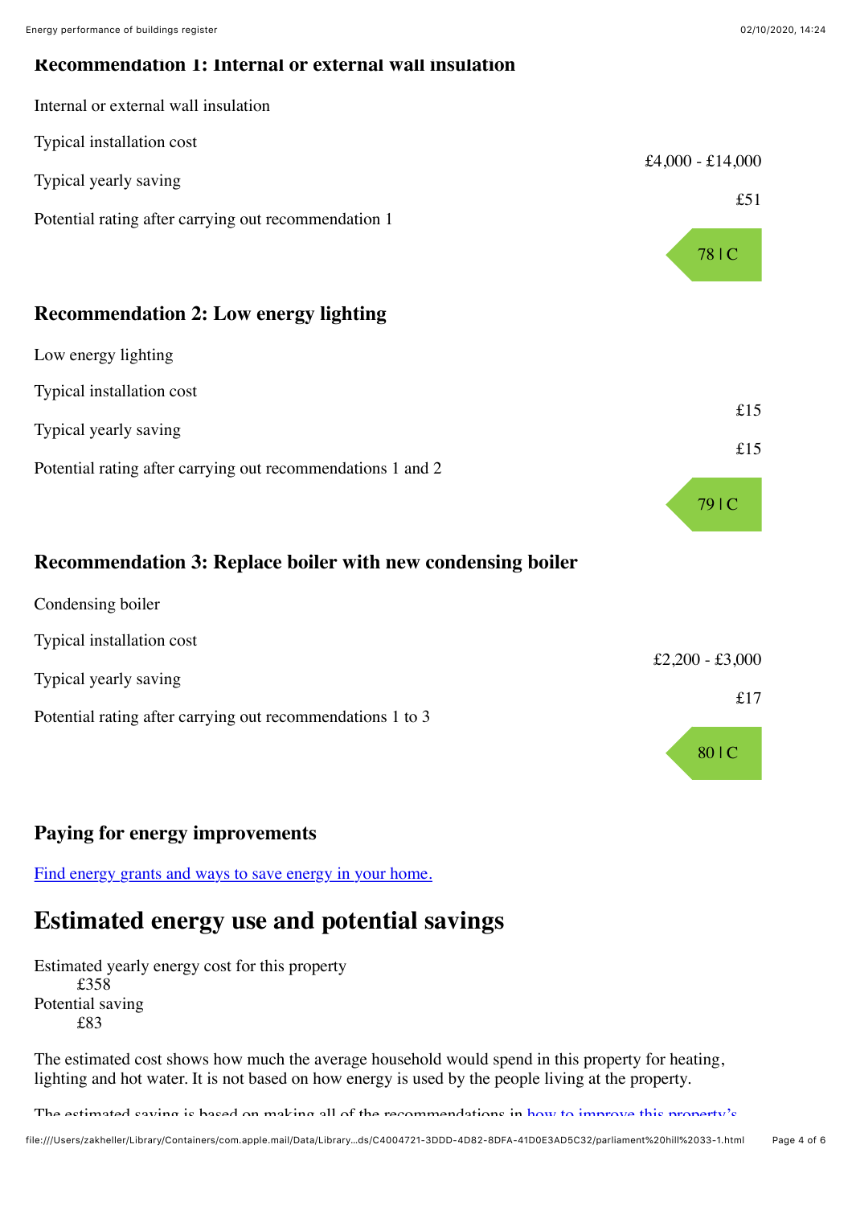### Recommendation 1: Internal or external wall insulation

Internal or external wall insulation

| | |
|---|---|
| Typical installation cost | £4,000 - £14,000 |
| Typical yearly saving | £51 |
| Potential rating after carrying out recommendation 1 | 78 \| C |

### Recommendation 2: Low energy lighting

Low energy lighting

| | |
|---|---|
| Typical installation cost | £15 |
| Typical yearly saving | £15 |
| Potential rating after carrying out recommendations 1 and 2 | 79 \| C |

### Recommendation 3: Replace boiler with new condensing boiler

Condensing boiler

| | |
|---|---|
| Typical installation cost | £2,200 - £3,000 |
| Typical yearly saving | £17 |
| Potential rating after carrying out recommendations 1 to 3 | 80 \| C |

### Paying for energy improvements

[Find energy grants and ways to save energy in your home.]

## Estimated energy use and potential savings

Estimated yearly energy cost for this property
£358
Potential saving
£83

The estimated cost shows how much the average household would spend in this property for heating, lighting and hot water. It is not based on how energy is used by the people living at the property.

The estimated saving is based on making all of the recommendations in how to improve this property's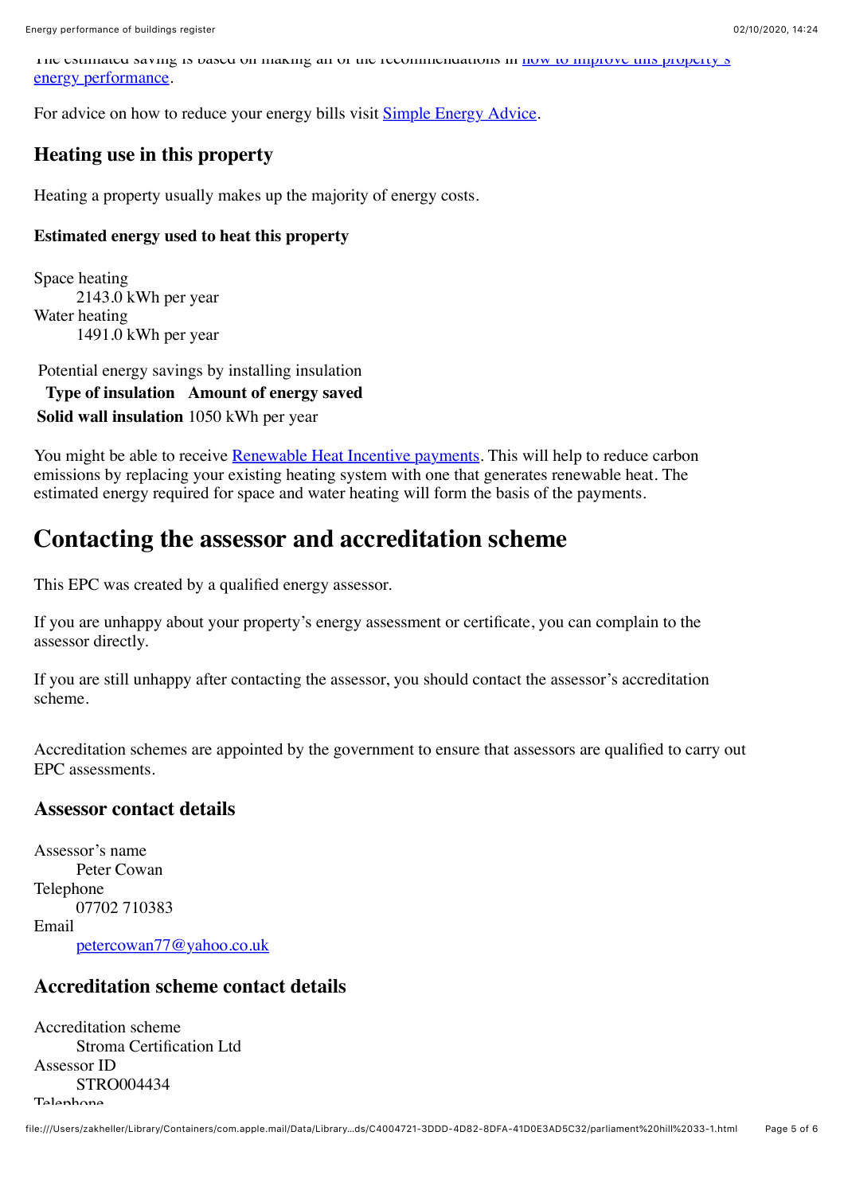The estimated saving is based on making all of the recommendations in how to improve this property's energy performance.

For advice on how to reduce your energy bills visit Simple Energy Advice.

### Heating use in this property

Heating a property usually makes up the majority of energy costs.

#### Estimated energy used to heat this property

Space heating
: 2143.0 kWh per year

Water heating
: 1491.0 kWh per year

Potential energy savings by installing insulation

| Type of insulation | Amount of energy saved |
|---|---|
| **Solid wall insulation** | 1050 kWh per year |

You might be able to receive Renewable Heat Incentive payments. This will help to reduce carbon emissions by replacing your existing heating system with one that generates renewable heat. The estimated energy required for space and water heating will form the basis of the payments.

## Contacting the assessor and accreditation scheme

This EPC was created by a qualified energy assessor.

If you are unhappy about your property's energy assessment or certificate, you can complain to the assessor directly.

If you are still unhappy after contacting the assessor, you should contact the assessor's accreditation scheme.

Accreditation schemes are appointed by the government to ensure that assessors are qualified to carry out EPC assessments.

### Assessor contact details

Assessor's name
: Peter Cowan

Telephone
: 07702 710383

Email
: petercowan77@yahoo.co.uk

### Accreditation scheme contact details

Accreditation scheme
: Stroma Certification Ltd

Assessor ID
: STRO004434

Telephone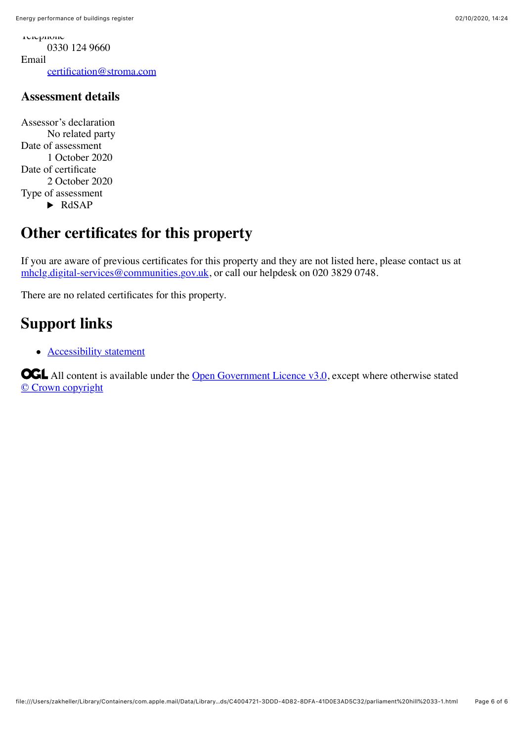Telephone

0330 124 9660

Email

certification@stroma.com

### Assessment details

Assessor's declaration

No related party

Date of assessment

1 October 2020

Date of certificate

2 October 2020

Type of assessment

▶ RdSAP

## Other certificates for this property

If you are aware of previous certificates for this property and they are not listed here, please contact us at mhclg.digital-services@communities.gov.uk, or call our helpdesk on 020 3829 0748.

There are no related certificates for this property.

## Support links

- Accessibility statement

OGL All content is available under the Open Government Licence v3.0, except where otherwise stated
© Crown copyright